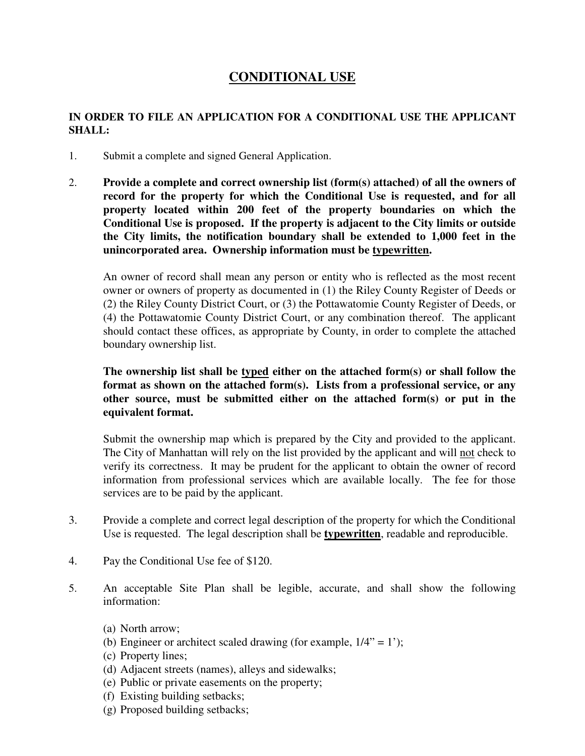# <u>CONDITIONAL USE</u>

**IN ORDER TO FILE AN APPLICATION FOR A CONDITIONAL USE THE APPLICANT SHALL:**

1. Submit a complete and signed General Application.

2. **Provide a complete and correct ownership list (form(s) attached) of all the owners of record for the property for which the Conditional Use is requested, and for all property located within 200 feet of the property boundaries on which the Conditional Use is proposed. If the property is adjacent to the City limits or outside the City limits, the notification boundary shall be extended to 1,000 feet in the unincorporated area. Ownership information must be <u>typewritten</u>.**

   An owner of record shall mean any person or entity who is reflected as the most recent owner or owners of property as documented in (1) the Riley County Register of Deeds or (2) the Riley County District Court, or (3) the Pottawatomie County Register of Deeds, or (4) the Pottawatomie County District Court, or any combination thereof. The applicant should contact these offices, as appropriate by County, in order to complete the attached boundary ownership list.

   **The ownership list shall be <u>typed</u> either on the attached form(s) or shall follow the format as shown on the attached form(s). Lists from a professional service, or any other source, must be submitted either on the attached form(s) or put in the equivalent format.**

   Submit the ownership map which is prepared by the City and provided to the applicant. The City of Manhattan will rely on the list provided by the applicant and will <u>not</u> check to verify its correctness. It may be prudent for the applicant to obtain the owner of record information from professional services which are available locally. The fee for those services are to be paid by the applicant.

3. Provide a complete and correct legal description of the property for which the Conditional Use is requested. The legal description shall be **<u>typewritten</u>**, readable and reproducible.

4. Pay the Conditional Use fee of $120.

5. An acceptable Site Plan shall be legible, accurate, and shall show the following information:

   (a) North arrow;
   (b) Engineer or architect scaled drawing (for example, 1/4" = 1');
   (c) Property lines;
   (d) Adjacent streets (names), alleys and sidewalks;
   (e) Public or private easements on the property;
   (f) Existing building setbacks;
   (g) Proposed building setbacks;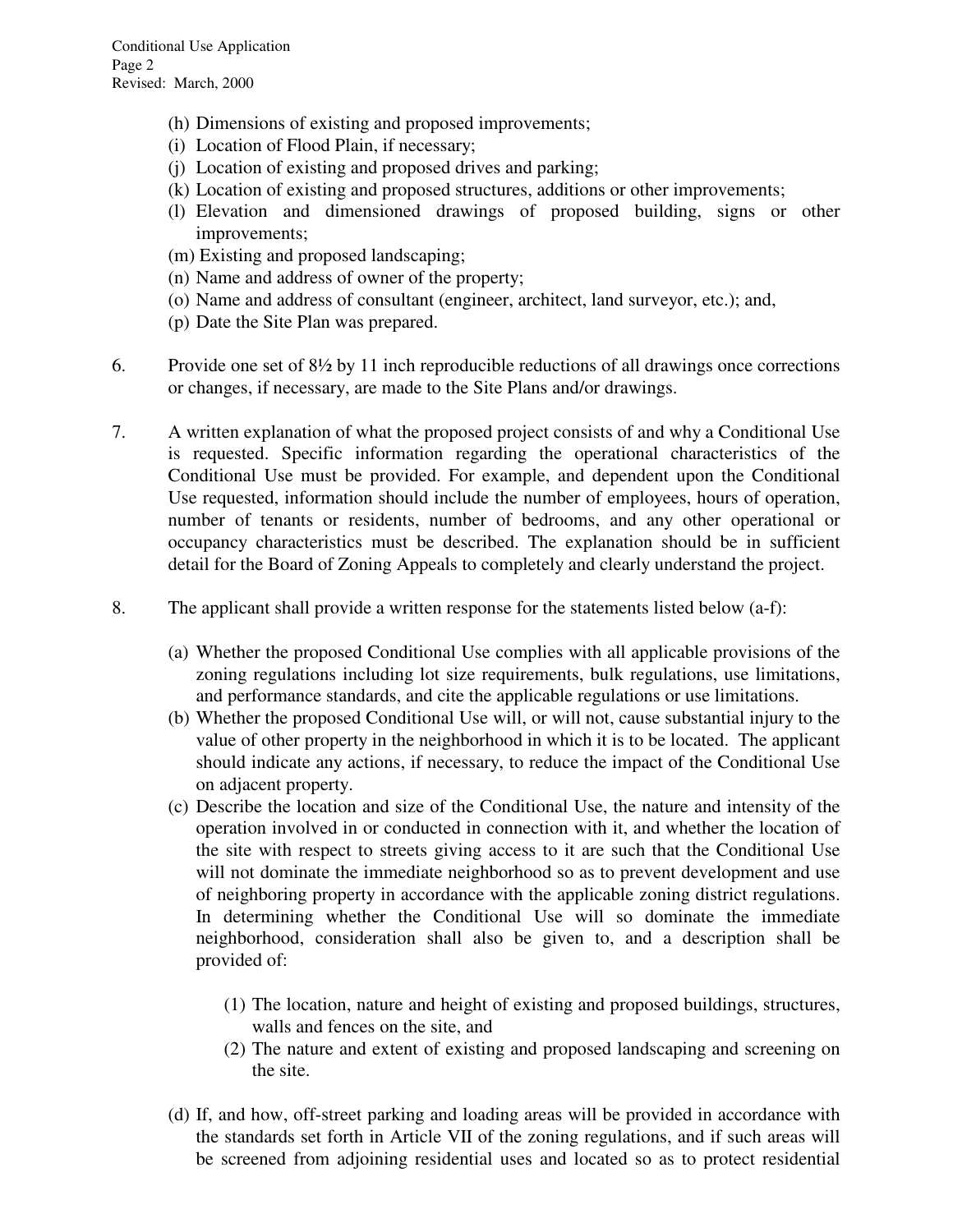(h) Dimensions of existing and proposed improvements;
(i) Location of Flood Plain, if necessary;
(j) Location of existing and proposed drives and parking;
(k) Location of existing and proposed structures, additions or other improvements;
(l) Elevation and dimensioned drawings of proposed building, signs or other improvements;
(m) Existing and proposed landscaping;
(n) Name and address of owner of the property;
(o) Name and address of consultant (engineer, architect, land surveyor, etc.); and,
(p) Date the Site Plan was prepared.

6. Provide one set of 8½ by 11 inch reproducible reductions of all drawings once corrections or changes, if necessary, are made to the Site Plans and/or drawings.

7. A written explanation of what the proposed project consists of and why a Conditional Use is requested. Specific information regarding the operational characteristics of the Conditional Use must be provided. For example, and dependent upon the Conditional Use requested, information should include the number of employees, hours of operation, number of tenants or residents, number of bedrooms, and any other operational or occupancy characteristics must be described. The explanation should be in sufficient detail for the Board of Zoning Appeals to completely and clearly understand the project.

8. The applicant shall provide a written response for the statements listed below (a-f):

   (a) Whether the proposed Conditional Use complies with all applicable provisions of the zoning regulations including lot size requirements, bulk regulations, use limitations, and performance standards, and cite the applicable regulations or use limitations.
   (b) Whether the proposed Conditional Use will, or will not, cause substantial injury to the value of other property in the neighborhood in which it is to be located. The applicant should indicate any actions, if necessary, to reduce the impact of the Conditional Use on adjacent property.
   (c) Describe the location and size of the Conditional Use, the nature and intensity of the operation involved in or conducted in connection with it, and whether the location of the site with respect to streets giving access to it are such that the Conditional Use will not dominate the immediate neighborhood so as to prevent development and use of neighboring property in accordance with the applicable zoning district regulations. In determining whether the Conditional Use will so dominate the immediate neighborhood, consideration shall also be given to, and a description shall be provided of:

      (1) The location, nature and height of existing and proposed buildings, structures, walls and fences on the site, and
      (2) The nature and extent of existing and proposed landscaping and screening on the site.

   (d) If, and how, off-street parking and loading areas will be provided in accordance with the standards set forth in Article VII of the zoning regulations, and if such areas will be screened from adjoining residential uses and located so as to protect residential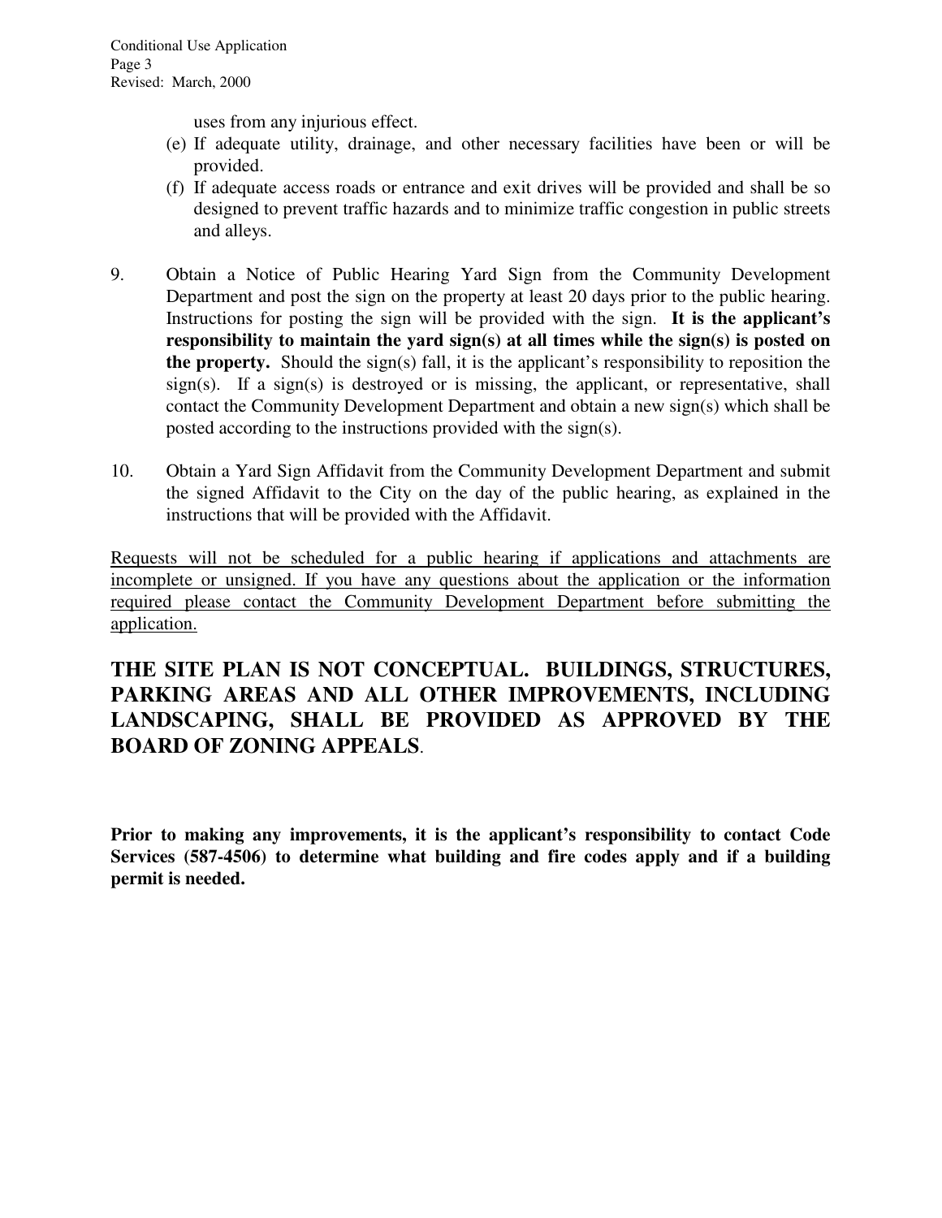uses from any injurious effect.

(e) If adequate utility, drainage, and other necessary facilities have been or will be provided.

(f) If adequate access roads or entrance and exit drives will be provided and shall be so designed to prevent traffic hazards and to minimize traffic congestion in public streets and alleys.

9. Obtain a Notice of Public Hearing Yard Sign from the Community Development Department and post the sign on the property at least 20 days prior to the public hearing. Instructions for posting the sign will be provided with the sign. **It is the applicant's responsibility to maintain the yard sign(s) at all times while the sign(s) is posted on the property.** Should the sign(s) fall, it is the applicant's responsibility to reposition the sign(s). If a sign(s) is destroyed or is missing, the applicant, or representative, shall contact the Community Development Department and obtain a new sign(s) which shall be posted according to the instructions provided with the sign(s).

10. Obtain a Yard Sign Affidavit from the Community Development Department and submit the signed Affidavit to the City on the day of the public hearing, as explained in the instructions that will be provided with the Affidavit.

Requests will not be scheduled for a public hearing if applications and attachments are incomplete or unsigned. If you have any questions about the application or the information required please contact the Community Development Department before submitting the application.

## THE SITE PLAN IS NOT CONCEPTUAL. BUILDINGS, STRUCTURES, PARKING AREAS AND ALL OTHER IMPROVEMENTS, INCLUDING LANDSCAPING, SHALL BE PROVIDED AS APPROVED BY THE BOARD OF ZONING APPEALS.

**Prior to making any improvements, it is the applicant's responsibility to contact Code Services (587-4506) to determine what building and fire codes apply and if a building permit is needed.**